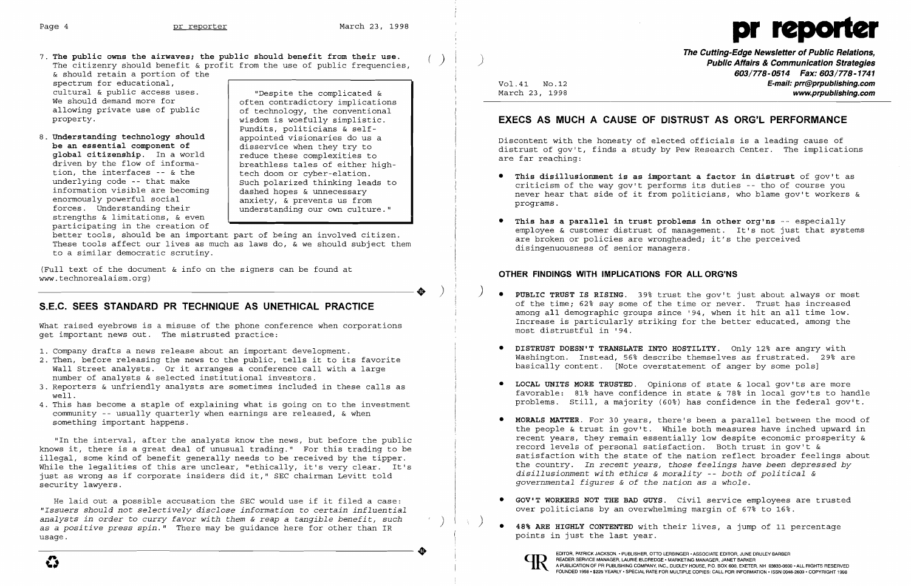7. **The public owns the airwaves; the public should benefit from their use.** The citizenry should benefit & profit from the use of public frequencies, & should retain a portion of the spectrum for educational, cultural & public access uses. We should demand more for allowing private use of public property.

8. **Understanding technology should be an essential component of global citizenship.** In a world driven by the flow of information, the interfaces -- & the underlying code -- that make information visible are becoming enormously powerful social forces. Understanding their strengths & limitations, & even participating in the creation of better tools, should be an important part of being an involved citizen. These tools affect our lives as much as laws do, & we should subject them to a similar democratic scrutiny.

> "Despite the complicated & often contradictory implications of technology, the conventional wisdom is woefully simplistic. Pundits, politicians & self-appointed visionaries do us a disservice when they try to reduce these complexities to breathless tales of either high-tech doom or cyber-elation. Such polarized thinking leads to dashed hopes & unnecessary anxiety, & prevents us from understanding our own culture."

(Full text of the document & info on the signers can be found at www.technorealaism.org)

## S.E.C. SEES STANDARD PR TECHNIQUE AS UNETHICAL PRACTICE

What raised eyebrows is a misuse of the phone conference when corporations get important news out. The mistrusted practice:

1. Company drafts a news release about an important development.
2. Then, before releasing the news to the public, tells it to its favorite Wall Street analysts. Or it arranges a conference call with a large number of analysts & selected institutional investors.
3. Reporters & unfriendly analysts are sometimes included in these calls as well.
4. This has become a staple of explaining what is going on to the investment community -- usually quarterly when earnings are released, & when something important happens.

"In the interval, after the analysts know the news, but before the public knows it, there is a great deal of unusual trading." For this trading to be illegal, some kind of benefit generally needs to be received by the tipper. While the legalities of this are unclear, "ethically, it's very clear. It's just as wrong as if corporate insiders did it," SEC chairman Levitt told security lawyers.

He laid out a possible accusation the SEC would use if it filed a case: *"Issuers should not selectively disclose information to certain influential analysts in order to curry favor with them & reap a tangible benefit, such as a positive press spin."* There may be guidance here for other than IR usage.

# pr reporter

**The Cutting-Edge Newsletter of Public Relations, Public Affairs & Communication Strategies**
603/778-0514 Fax: 603/778-1741
E-mail: prr@prpublishing.com
www.prpublishing.com

Vol.41 No.12
March 23, 1998

## EXECS AS MUCH A CAUSE OF DISTRUST AS ORG'L PERFORMANCE

Discontent with the honesty of elected officials is a leading cause of distrust of gov't, finds a study by Pew Research Center. The implications are far reaching:

- **This disillusionment is as important a factor in distrust** of gov't as criticism of the way gov't performs its duties -- tho of course you never hear that side of it from politicians, who blame gov't workers & programs.
- **This has a parallel in trust problems in other org'ns** -- especially employee & customer distrust of management. It's not just that systems are broken or policies are wrongheaded; it's the perceived disingenuousness of senior managers.

### OTHER FINDINGS WITH IMPLICATIONS FOR ALL ORG'NS

- **PUBLIC TRUST IS RISING.** 39% trust the gov't just about always or most of the time; 62% say some of the time or never. Trust has increased among all demographic groups since '94, when it hit an all time low. Increase is particularly striking for the better educated, among the most distrustful in '94.
- **DISTRUST DOESN'T TRANSLATE INTO HOSTILITY.** Only 12% are angry with Washington. Instead, 56% describe themselves as frustrated. 29% are basically content. [Note overstatement of anger by some pols]
- **LOCAL UNITS MORE TRUSTED.** Opinions of state & local gov'ts are more favorable: 81% have confidence in state & 78% in local gov'ts to handle problems. Still, a majority (60%) has confidence in the federal gov't.
- **MORALS MATTER.** For 30 years, there's been a parallel between the mood of the people & trust in gov't. While both measures have inched upward in recent years, they remain essentially low despite economic prosperity & record levels of personal satisfaction. Both trust in gov't & satisfaction with the state of the nation reflect broader feelings about the country. *In recent years, those feelings have been depressed by disillusionment with ethics & morality -- both of political & governmental figures & of the nation as a whole.*
- **GOV'T WORKERS NOT THE BAD GUYS.** Civil service employees are trusted over politicians by an overwhelming margin of 67% to 16%.
- **48% ARE HIGHLY CONTENTED** with their lives, a jump of 11 percentage points in just the last year.

EDITOR, PATRICK JACKSON • PUBLISHER, OTTO LERBINGER • ASSOCIATE EDITOR, JUNE DRULEY BARBER
READER SERVICE MANAGER, LAURIE ELDREDGE • MARKETING MANAGER, JANET BARKER
A PUBLICATION OF PR PUBLISHING COMPANY, INC., DUDLEY HOUSE, P.O. BOX 600, EXETER, NH 03833-0600 • ALL RIGHTS RESERVED
FOUNDED 1958 • $225 YEARLY • SPECIAL RATE FOR MULTIPLE COPIES: CALL FOR INFORMATION • ISSN 0048-2609 • COPYRIGHT 1998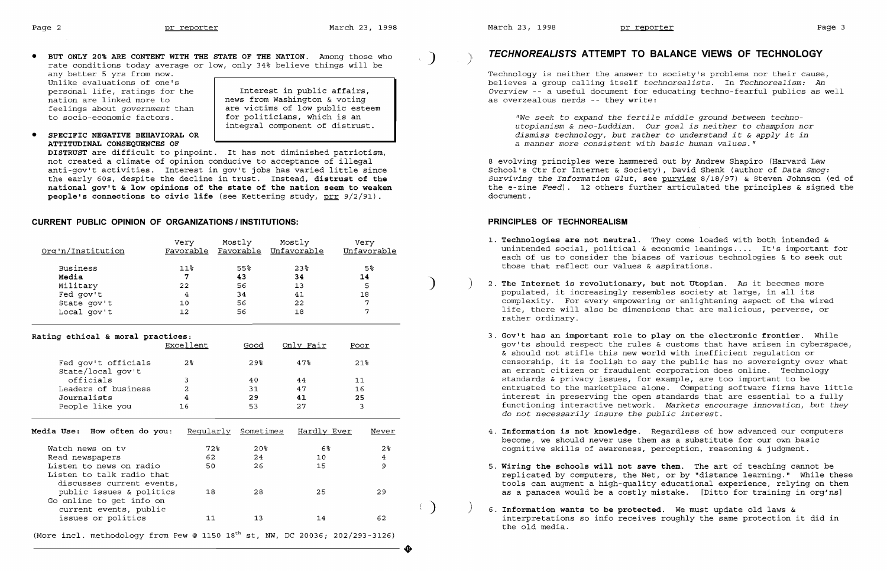- **BUT ONLY 20% ARE CONTENT WITH THE STATE OF THE NATION.** Among those who rate conditions today average or low, only 34% believe things will be any better 5 yrs from now. Unlike evaluations of one's personal life, ratings for the nation are linked more to feelings about *government* than to socio-economic factors.

> Interest in public affairs, news from Washington & voting are victims of low public esteem for politicians, which is an integral component of distrust.

- **SPECIFIC NEGATIVE BEHAVIORAL OR ATTITUDINAL CONSEQUENCES OF DISTRUST** are difficult to pinpoint. It has not diminished patriotism, not created a climate of opinion conducive to acceptance of illegal anti-gov't activities. Interest in gov't jobs has varied little since the early 60s, despite the decline in trust. Instead, **distrust of the national gov't & low opinions of the state of the nation seem to weaken people's connections to civic life** (see Kettering study, prr 9/2/91).

### CURRENT PUBLIC OPINION OF ORGANIZATIONS / INSTITUTIONS:

| Org'n/Institution | Very Favorable | Mostly Favorable | Mostly Unfavorable | Very Unfavorable |
|---|---|---|---|---|
| Business | 11% | 55% | 23% | 5% |
| **Media** | **7** | **43** | **34** | **14** |
| Military | 22 | 56 | 13 | 5 |
| Fed gov't | 4 | 34 | 41 | 18 |
| State gov't | 10 | 56 | 22 | 7 |
| Local gov't | 12 | 56 | 18 | 7 |

**Rating ethical & moral practices:**

| | Excellent | Good | Only Fair | Poor |
|---|---|---|---|---|
| Fed gov't officials | 2% | 29% | 47% | 21% |
| State/local gov't officials | 3 | 40 | 44 | 11 |
| Leaders of business | 2 | 31 | 47 | 16 |
| **Journalists** | **4** | **29** | **41** | **25** |
| People like you | 16 | 53 | 27 | 3 |

| **Media Use: How often do you:** | Regularly | Sometimes | Hardly Ever | Never |
|---|---|---|---|---|
| Watch news on tv | 72% | 20% | 6% | 2% |
| Read newspapers | 62 | 24 | 10 | 4 |
| Listen to news on radio | 50 | 26 | 15 | 9 |
| Listen to talk radio that discusses current events, public issues & politics | 18 | 28 | 25 | 29 |
| Go online to get info on current events, public issues or politics | 11 | 13 | 14 | 62 |

(More incl. methodology from Pew @ 1150 18th st, NW, DC 20036; 202/293-3126)

## *TECHNOREALISTS* ATTEMPT TO BALANCE VIEWS OF TECHNOLOGY

Technology is neither the answer to society's problems nor their cause, believes a group calling itself *technorealists*. In *Technorealism: An Overview* -- a useful document for educating techno-fearful publics as well as overzealous nerds -- they write:

> *"We seek to expand the fertile middle ground between techno-utopianism & neo-Luddism. Our goal is neither to champion nor dismiss technology, but rather to understand it & apply it in a manner more consistent with basic human values."*

8 evolving principles were hammered out by Andrew Shapiro (Harvard Law School's Ctr for Internet & Society), David Shenk (author of *Data Smog: Surviving the Information Glut*, see purview 8/18/97) & Steven Johnson (ed of the e-zine *Feed*). 12 others further articulated the principles & signed the document.

### PRINCIPLES OF TECHNOREALISM

1. **Technologies are not neutral.** They come loaded with both intended & unintended social, political & economic leanings.... It's important for each of us to consider the biases of various technologies & to seek out those that reflect our values & aspirations.

2. **The Internet is revolutionary, but not Utopian.** As it becomes more populated, it increasingly resembles society at large, in all its complexity. For every empowering or enlightening aspect of the wired life, there will also be dimensions that are malicious, perverse, or rather ordinary.

3. **Gov't has an important role to play on the electronic frontier.** While gov'ts should respect the rules & customs that have arisen in cyberspace, & should not stifle this new world with inefficient regulation or censorship, it is foolish to say the public has no sovereignty over what an errant citizen or fraudulent corporation does online. Technology standards & privacy issues, for example, are too important to be entrusted to the marketplace alone. Competing software firms have little interest in preserving the open standards that are essential to a fully functioning interactive network. *Markets encourage innovation, but they do not necessarily insure the public interest.*

4. **Information is not knowledge.** Regardless of how advanced our computers become, we should never use them as a substitute for our own basic cognitive skills of awareness, perception, reasoning & judgment.

5. **Wiring the schools will not save them.** The art of teaching cannot be replicated by computers, the Net, or by "distance learning." While these tools can augment a high-quality educational experience, relying on them as a panacea would be a costly mistake. [Ditto for training in org'ns]

6. **Information wants to be protected.** We must update old laws & interpretations so info receives roughly the same protection it did in the old media.